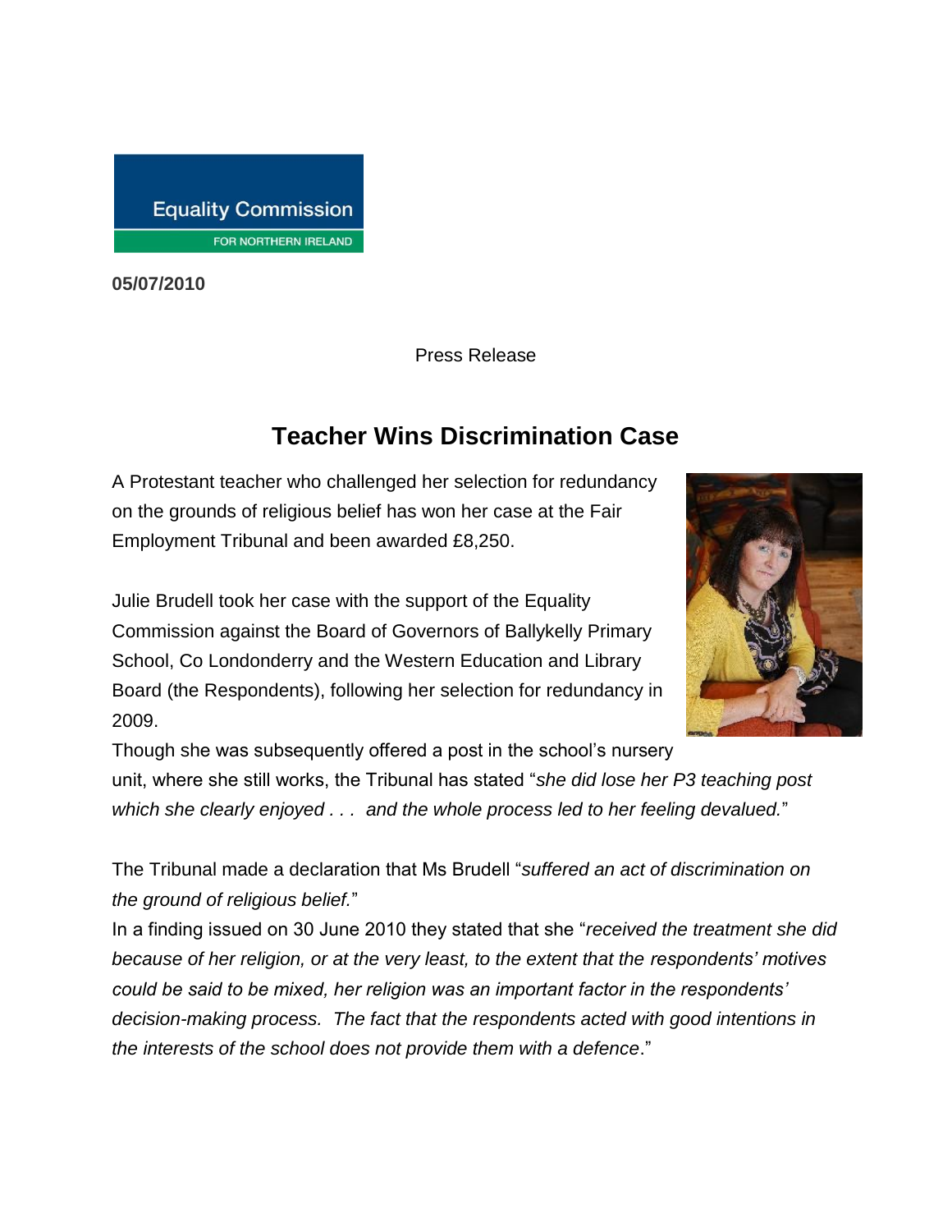Equality Commission
FOR NORTHERN IRELAND

**05/07/2010**

Press Release

# Teacher Wins Discrimination Case

A Protestant teacher who challenged her selection for redundancy on the grounds of religious belief has won her case at the Fair Employment Tribunal and been awarded £8,250.

Julie Brudell took her case with the support of the Equality Commission against the Board of Governors of Ballykelly Primary School, Co Londonderry and the Western Education and Library Board (the Respondents), following her selection for redundancy in 2009.

Though she was subsequently offered a post in the school's nursery unit, where she still works, the Tribunal has stated "*she did lose her P3 teaching post which she clearly enjoyed . . . and the whole process led to her feeling devalued.*"

The Tribunal made a declaration that Ms Brudell "*suffered an act of discrimination on the ground of religious belief.*"

In a finding issued on 30 June 2010 they stated that she "*received the treatment she did because of her religion, or at the very least, to the extent that the respondents' motives could be said to be mixed, her religion was an important factor in the respondents' decision-making process. The fact that the respondents acted with good intentions in the interests of the school does not provide them with a defence*."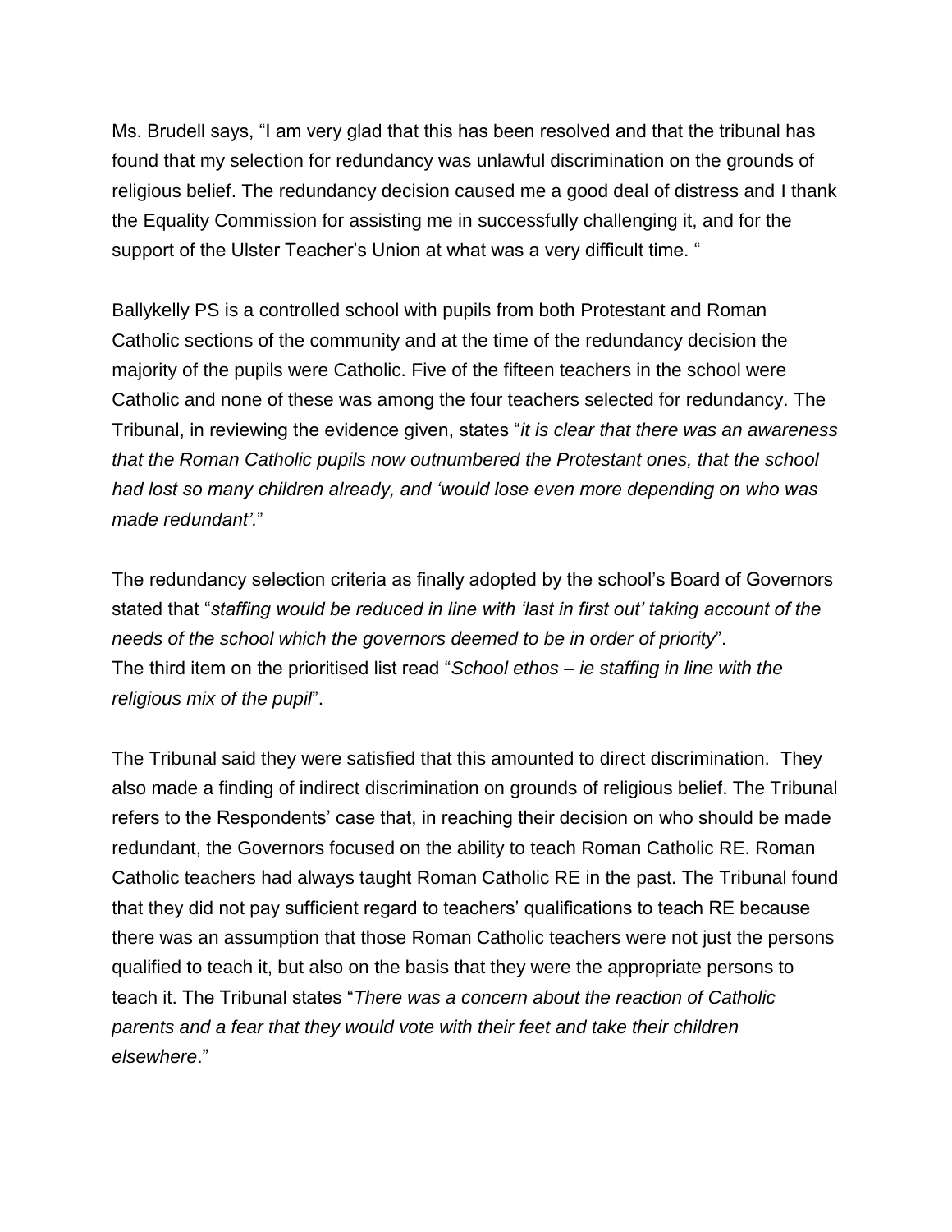Ms. Brudell says, “I am very glad that this has been resolved and that the tribunal has found that my selection for redundancy was unlawful discrimination on the grounds of religious belief. The redundancy decision caused me a good deal of distress and I thank the Equality Commission for assisting me in successfully challenging it, and for the support of the Ulster Teacher’s Union at what was a very difficult time. “

Ballykelly PS is a controlled school with pupils from both Protestant and Roman Catholic sections of the community and at the time of the redundancy decision the majority of the pupils were Catholic. Five of the fifteen teachers in the school were Catholic and none of these was among the four teachers selected for redundancy. The Tribunal, in reviewing the evidence given, states “*it is clear that there was an awareness that the Roman Catholic pupils now outnumbered the Protestant ones, that the school had lost so many children already, and ‘would lose even more depending on who was made redundant’.*”

The redundancy selection criteria as finally adopted by the school’s Board of Governors stated that “*staffing would be reduced in line with ‘last in first out’ taking account of the needs of the school which the governors deemed to be in order of priority*”. The third item on the prioritised list read “*School ethos – ie staffing in line with the religious mix of the pupil*”.

The Tribunal said they were satisfied that this amounted to direct discrimination. They also made a finding of indirect discrimination on grounds of religious belief. The Tribunal refers to the Respondents’ case that, in reaching their decision on who should be made redundant, the Governors focused on the ability to teach Roman Catholic RE. Roman Catholic teachers had always taught Roman Catholic RE in the past. The Tribunal found that they did not pay sufficient regard to teachers’ qualifications to teach RE because there was an assumption that those Roman Catholic teachers were not just the persons qualified to teach it, but also on the basis that they were the appropriate persons to teach it. The Tribunal states “*There was a concern about the reaction of Catholic parents and a fear that they would vote with their feet and take their children elsewhere*.”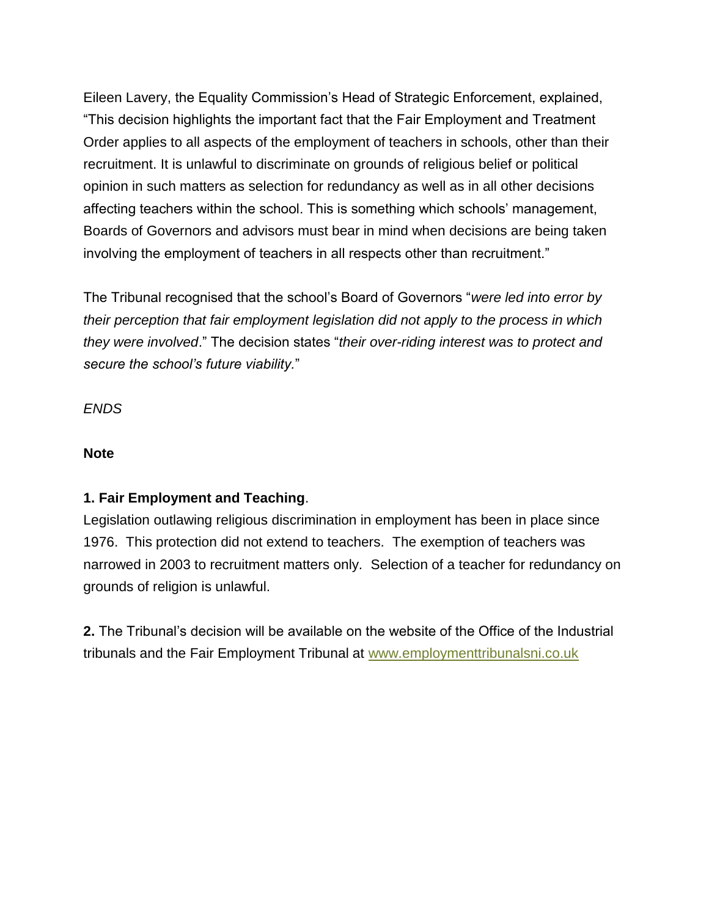Eileen Lavery, the Equality Commission's Head of Strategic Enforcement, explained, "This decision highlights the important fact that the Fair Employment and Treatment Order applies to all aspects of the employment of teachers in schools, other than their recruitment. It is unlawful to discriminate on grounds of religious belief or political opinion in such matters as selection for redundancy as well as in all other decisions affecting teachers within the school. This is something which schools' management, Boards of Governors and advisors must bear in mind when decisions are being taken involving the employment of teachers in all respects other than recruitment."

The Tribunal recognised that the school's Board of Governors "*were led into error by their perception that fair employment legislation did not apply to the process in which they were involved*." The decision states "*their over-riding interest was to protect and secure the school's future viability.*"

*ENDS*

**Note**

**1. Fair Employment and Teaching**.
Legislation outlawing religious discrimination in employment has been in place since 1976. This protection did not extend to teachers. The exemption of teachers was narrowed in 2003 to recruitment matters only. Selection of a teacher for redundancy on grounds of religion is unlawful.

**2.** The Tribunal's decision will be available on the website of the Office of the Industrial tribunals and the Fair Employment Tribunal at [www.employmenttribunalsni.co.uk](http://www.employmenttribunalsni.co.uk)